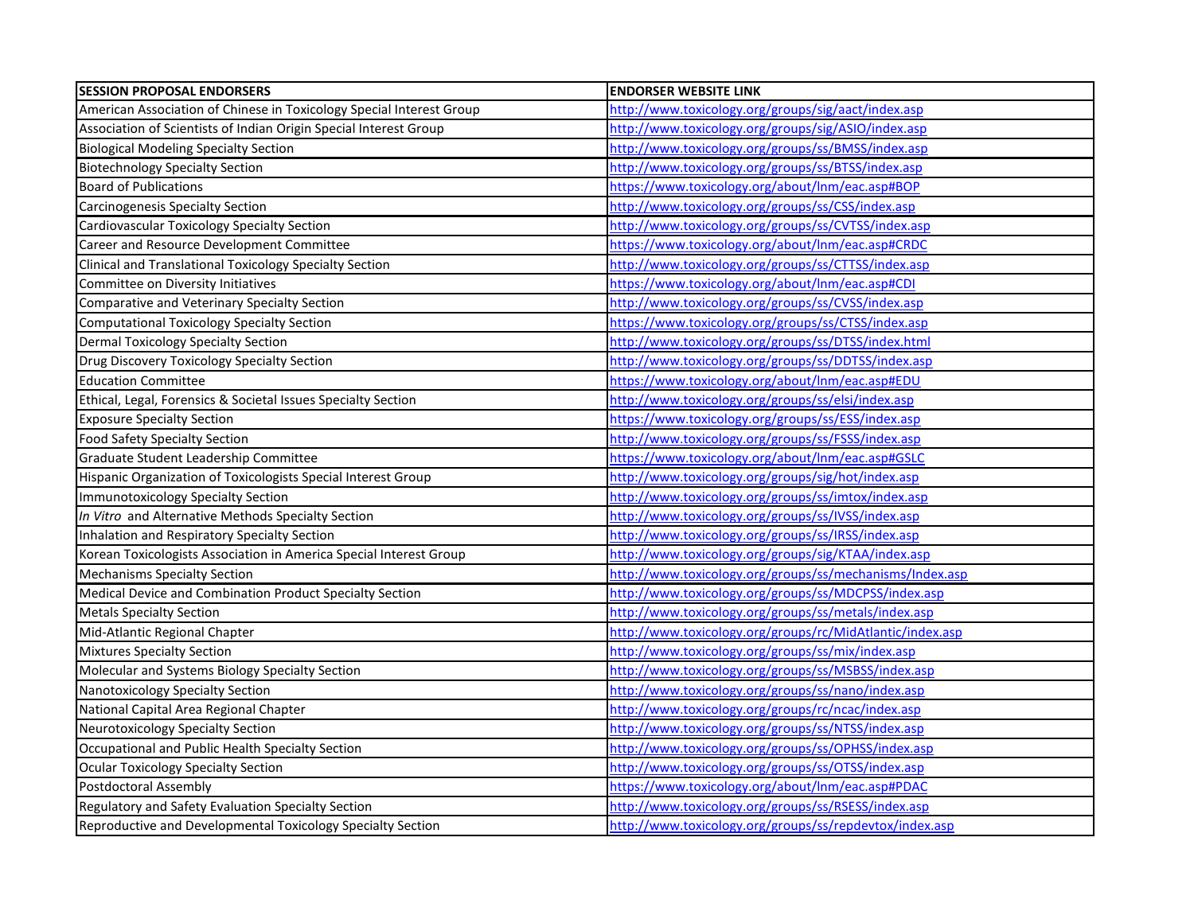| SESSION PROPOSAL ENDORSERS | ENDORSER WEBSITE LINK |
|---|---|
| American Association of Chinese in Toxicology Special Interest Group | http://www.toxicology.org/groups/sig/aact/index.asp |
| Association of Scientists of Indian Origin Special Interest Group | http://www.toxicology.org/groups/sig/ASIO/index.asp |
| Biological Modeling Specialty Section | http://www.toxicology.org/groups/ss/BMSS/index.asp |
| Biotechnology Specialty Section | http://www.toxicology.org/groups/ss/BTSS/index.asp |
| Board of Publications | https://www.toxicology.org/about/lnm/eac.asp#BOP |
| Carcinogenesis Specialty Section | http://www.toxicology.org/groups/ss/CSS/index.asp |
| Cardiovascular Toxicology Specialty Section | http://www.toxicology.org/groups/ss/CVTSS/index.asp |
| Career and Resource Development Committee | https://www.toxicology.org/about/lnm/eac.asp#CRDC |
| Clinical and Translational Toxicology Specialty Section | http://www.toxicology.org/groups/ss/CTTSS/index.asp |
| Committee on Diversity Initiatives | https://www.toxicology.org/about/lnm/eac.asp#CDI |
| Comparative and Veterinary Specialty Section | http://www.toxicology.org/groups/ss/CVSS/index.asp |
| Computational Toxicology Specialty Section | https://www.toxicology.org/groups/ss/CTSS/index.asp |
| Dermal Toxicology Specialty Section | http://www.toxicology.org/groups/ss/DTSS/index.html |
| Drug Discovery Toxicology Specialty Section | http://www.toxicology.org/groups/ss/DDTSS/index.asp |
| Education Committee | https://www.toxicology.org/about/lnm/eac.asp#EDU |
| Ethical, Legal, Forensics & Societal Issues Specialty Section | http://www.toxicology.org/groups/ss/elsi/index.asp |
| Exposure Specialty Section | https://www.toxicology.org/groups/ss/ESS/index.asp |
| Food Safety Specialty Section | http://www.toxicology.org/groups/ss/FSSS/index.asp |
| Graduate Student Leadership Committee | https://www.toxicology.org/about/lnm/eac.asp#GSLC |
| Hispanic Organization of Toxicologists Special Interest Group | http://www.toxicology.org/groups/sig/hot/index.asp |
| Immunotoxicology Specialty Section | http://www.toxicology.org/groups/ss/imtox/index.asp |
| *In Vitro* and Alternative Methods Specialty Section | http://www.toxicology.org/groups/ss/IVSS/index.asp |
| Inhalation and Respiratory Specialty Section | http://www.toxicology.org/groups/ss/IRSS/index.asp |
| Korean Toxicologists Association in America Special Interest Group | http://www.toxicology.org/groups/sig/KTAA/index.asp |
| Mechanisms Specialty Section | http://www.toxicology.org/groups/ss/mechanisms/Index.asp |
| Medical Device and Combination Product Specialty Section | http://www.toxicology.org/groups/ss/MDCPSS/index.asp |
| Metals Specialty Section | http://www.toxicology.org/groups/ss/metals/index.asp |
| Mid-Atlantic Regional Chapter | http://www.toxicology.org/groups/rc/MidAtlantic/index.asp |
| Mixtures Specialty Section | http://www.toxicology.org/groups/ss/mix/index.asp |
| Molecular and Systems Biology Specialty Section | http://www.toxicology.org/groups/ss/MSBSS/index.asp |
| Nanotoxicology Specialty Section | http://www.toxicology.org/groups/ss/nano/index.asp |
| National Capital Area Regional Chapter | http://www.toxicology.org/groups/rc/ncac/index.asp |
| Neurotoxicology Specialty Section | http://www.toxicology.org/groups/ss/NTSS/index.asp |
| Occupational and Public Health Specialty Section | http://www.toxicology.org/groups/ss/OPHSS/index.asp |
| Ocular Toxicology Specialty Section | http://www.toxicology.org/groups/ss/OTSS/index.asp |
| Postdoctoral Assembly | https://www.toxicology.org/about/lnm/eac.asp#PDAC |
| Regulatory and Safety Evaluation Specialty Section | http://www.toxicology.org/groups/ss/RSESS/index.asp |
| Reproductive and Developmental Toxicology Specialty Section | http://www.toxicology.org/groups/ss/repdevtox/index.asp |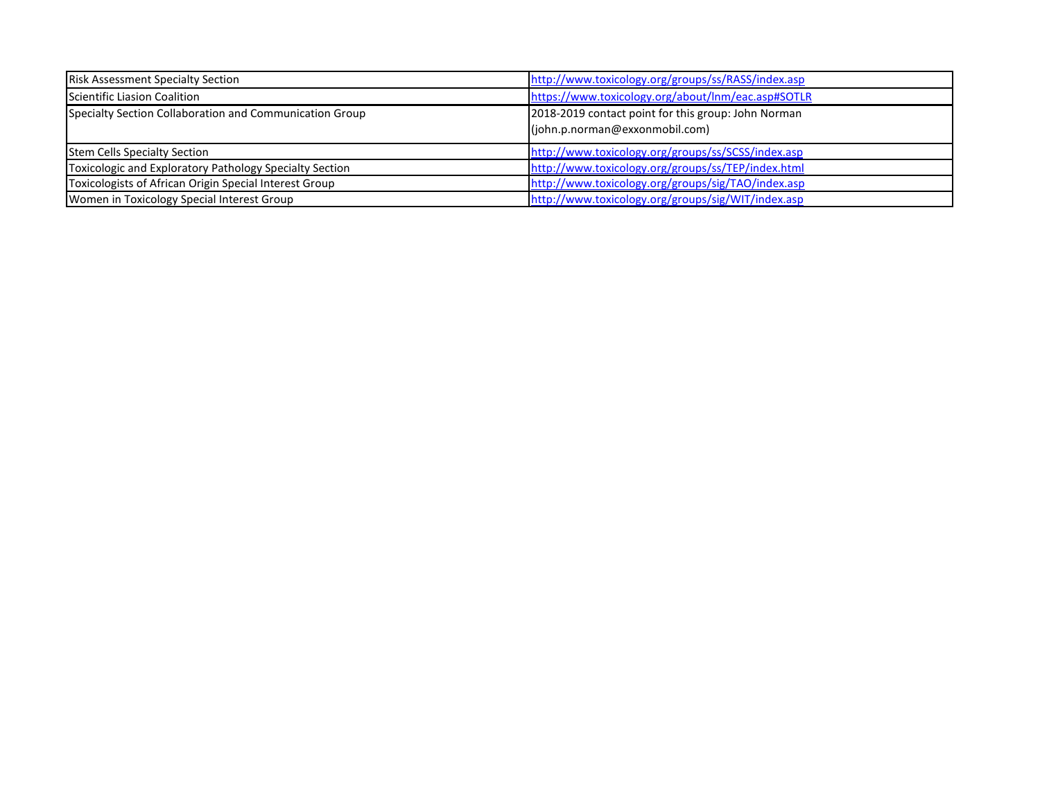| | |
|---|---|
| Risk Assessment Specialty Section | http://www.toxicology.org/groups/ss/RASS/index.asp |
| Scientific Liasion Coalition | https://www.toxicology.org/about/lnm/eac.asp#SOTLR |
| Specialty Section Collaboration and Communication Group | 2018-2019 contact point for this group: John Norman (john.p.norman@exxonmobil.com) |
| Stem Cells Specialty Section | http://www.toxicology.org/groups/ss/SCSS/index.asp |
| Toxicologic and Exploratory Pathology Specialty Section | http://www.toxicology.org/groups/ss/TEP/index.html |
| Toxicologists of African Origin Special Interest Group | http://www.toxicology.org/groups/sig/TAO/index.asp |
| Women in Toxicology Special Interest Group | http://www.toxicology.org/groups/sig/WIT/index.asp |